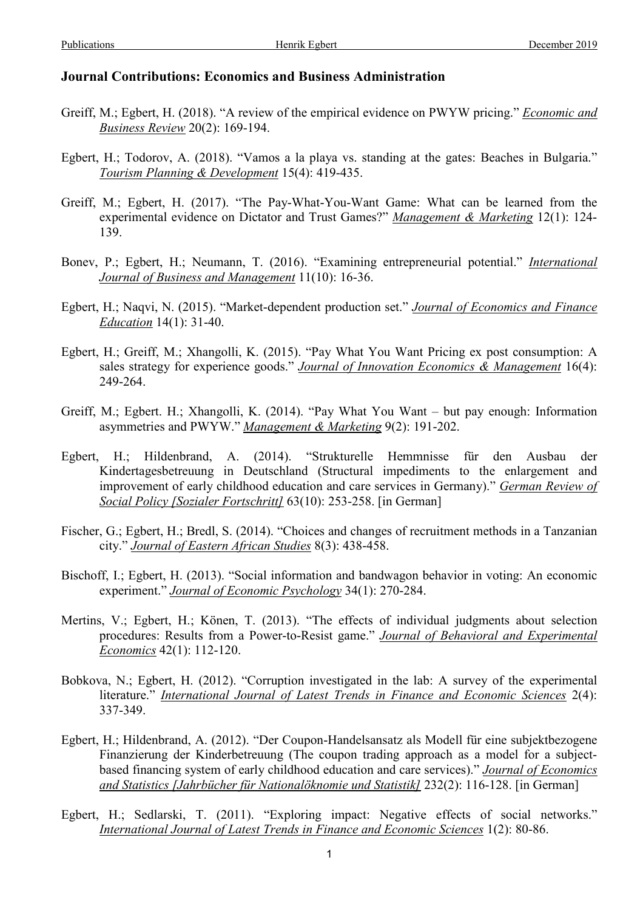## Journal Contributions: Economics and Business Administration

Greiff, M.; Egbert, H. (2018). "A review of the empirical evidence on PWYW pricing." *Economic and Business Review* 20(2): 169-194.

Egbert, H.; Todorov, A. (2018). "Vamos a la playa vs. standing at the gates: Beaches in Bulgaria." *Tourism Planning & Development* 15(4): 419-435.

Greiff, M.; Egbert, H. (2017). "The Pay-What-You-Want Game: What can be learned from the experimental evidence on Dictator and Trust Games?" *Management & Marketing* 12(1): 124-139.

Bonev, P.; Egbert, H.; Neumann, T. (2016). "Examining entrepreneurial potential." *International Journal of Business and Management* 11(10): 16-36.

Egbert, H.; Naqvi, N. (2015). "Market-dependent production set." *Journal of Economics and Finance Education* 14(1): 31-40.

Egbert, H.; Greiff, M.; Xhangolli, K. (2015). "Pay What You Want Pricing ex post consumption: A sales strategy for experience goods." *Journal of Innovation Economics & Management* 16(4): 249-264.

Greiff, M.; Egbert. H.; Xhangolli, K. (2014). "Pay What You Want – but pay enough: Information asymmetries and PWYW." *Management & Marketing* 9(2): 191-202.

Egbert, H.; Hildenbrand, A. (2014). "Strukturelle Hemmnisse für den Ausbau der Kindertagesbetreuung in Deutschland (Structural impediments to the enlargement and improvement of early childhood education and care services in Germany)." *German Review of Social Policy [Sozialer Fortschritt]* 63(10): 253-258. [in German]

Fischer, G.; Egbert, H.; Bredl, S. (2014). "Choices and changes of recruitment methods in a Tanzanian city." *Journal of Eastern African Studies* 8(3): 438-458.

Bischoff, I.; Egbert, H. (2013). "Social information and bandwagon behavior in voting: An economic experiment." *Journal of Economic Psychology* 34(1): 270-284.

Mertins, V.; Egbert, H.; Könen, T. (2013). "The effects of individual judgments about selection procedures: Results from a Power-to-Resist game." *Journal of Behavioral and Experimental Economics* 42(1): 112-120.

Bobkova, N.; Egbert, H. (2012). "Corruption investigated in the lab: A survey of the experimental literature." *International Journal of Latest Trends in Finance and Economic Sciences* 2(4): 337-349.

Egbert, H.; Hildenbrand, A. (2012). "Der Coupon-Handelsansatz als Modell für eine subjektbezogene Finanzierung der Kinderbetreuung (The coupon trading approach as a model for a subject-based financing system of early childhood education and care services)." *Journal of Economics and Statistics [Jahrbücher für Nationalöknomie und Statistik]* 232(2): 116-128. [in German]

Egbert, H.; Sedlarski, T. (2011). "Exploring impact: Negative effects of social networks." *International Journal of Latest Trends in Finance and Economic Sciences* 1(2): 80-86.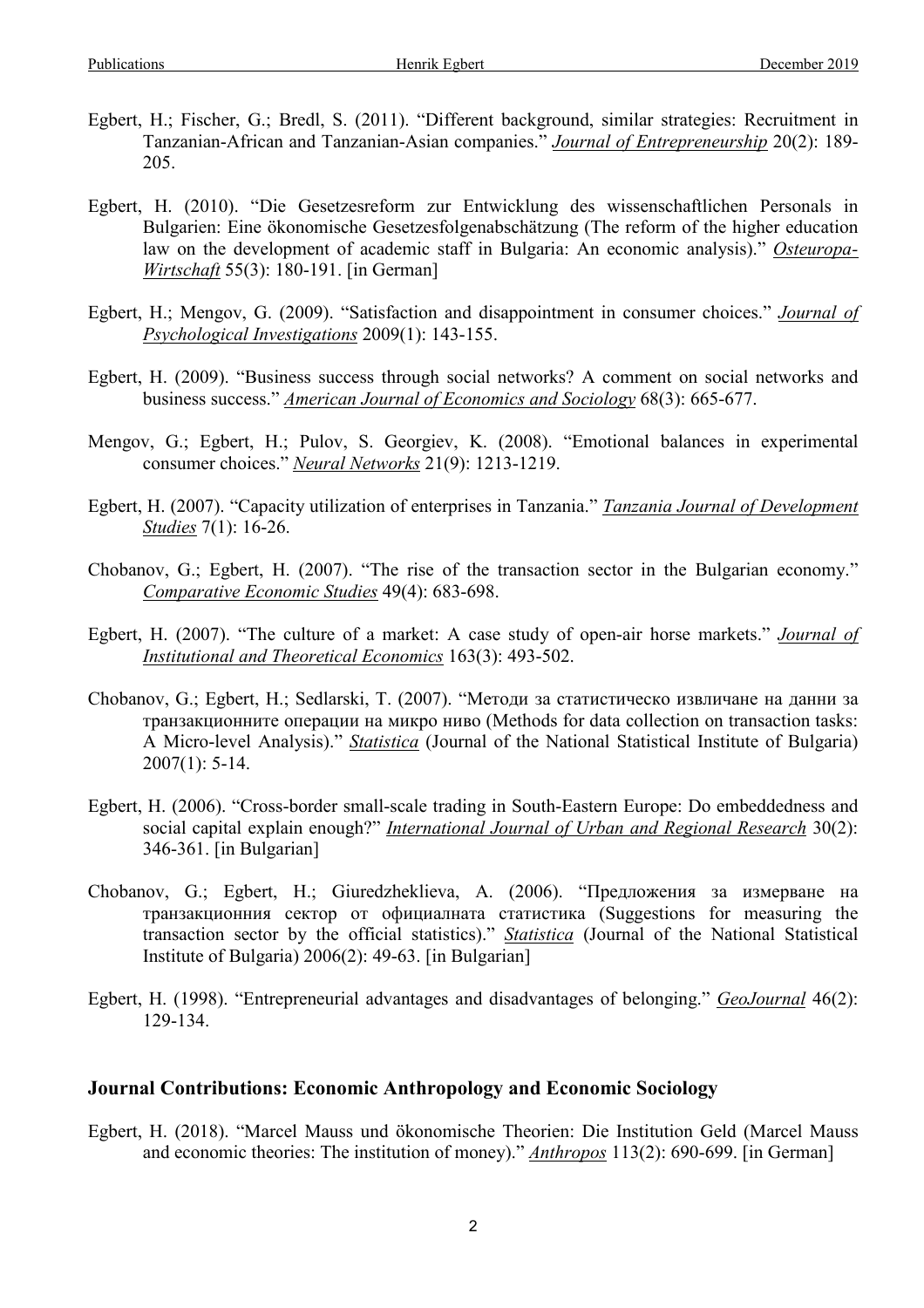Egbert, H.; Fischer, G.; Bredl, S. (2011). "Different background, similar strategies: Recruitment in Tanzanian-African and Tanzanian-Asian companies." *Journal of Entrepreneurship* 20(2): 189-205.

Egbert, H. (2010). "Die Gesetzesreform zur Entwicklung des wissenschaftlichen Personals in Bulgarien: Eine ökonomische Gesetzesfolgenabschätzung (The reform of the higher education law on the development of academic staff in Bulgaria: An economic analysis)." *Osteuropa-Wirtschaft* 55(3): 180-191. [in German]

Egbert, H.; Mengov, G. (2009). "Satisfaction and disappointment in consumer choices." *Journal of Psychological Investigations* 2009(1): 143-155.

Egbert, H. (2009). "Business success through social networks? A comment on social networks and business success." *American Journal of Economics and Sociology* 68(3): 665-677.

Mengov, G.; Egbert, H.; Pulov, S. Georgiev, K. (2008). "Emotional balances in experimental consumer choices." *Neural Networks* 21(9): 1213-1219.

Egbert, H. (2007). "Capacity utilization of enterprises in Tanzania." *Tanzania Journal of Development Studies* 7(1): 16-26.

Chobanov, G.; Egbert, H. (2007). "The rise of the transaction sector in the Bulgarian economy." *Comparative Economic Studies* 49(4): 683-698.

Egbert, H. (2007). "The culture of a market: A case study of open-air horse markets." *Journal of Institutional and Theoretical Economics* 163(3): 493-502.

Chobanov, G.; Egbert, H.; Sedlarski, T. (2007). "Методи за статистическо извличане на данни за транзакционните операции на микро ниво (Methods for data collection on transaction tasks: A Micro-level Analysis)." *Statistica* (Journal of the National Statistical Institute of Bulgaria) 2007(1): 5-14.

Egbert, H. (2006). "Cross-border small-scale trading in South-Eastern Europe: Do embeddedness and social capital explain enough?" *International Journal of Urban and Regional Research* 30(2): 346-361. [in Bulgarian]

Chobanov, G.; Egbert, H.; Giuredzheklieva, A. (2006). "Предложения за измерване на транзакционния сектор от официалната статистика (Suggestions for measuring the transaction sector by the official statistics)." *Statistica* (Journal of the National Statistical Institute of Bulgaria) 2006(2): 49-63. [in Bulgarian]

Egbert, H. (1998). "Entrepreneurial advantages and disadvantages of belonging." *GeoJournal* 46(2): 129-134.

## Journal Contributions: Economic Anthropology and Economic Sociology

Egbert, H. (2018). "Marcel Mauss und ökonomische Theorien: Die Institution Geld (Marcel Mauss and economic theories: The institution of money)." *Anthropos* 113(2): 690-699. [in German]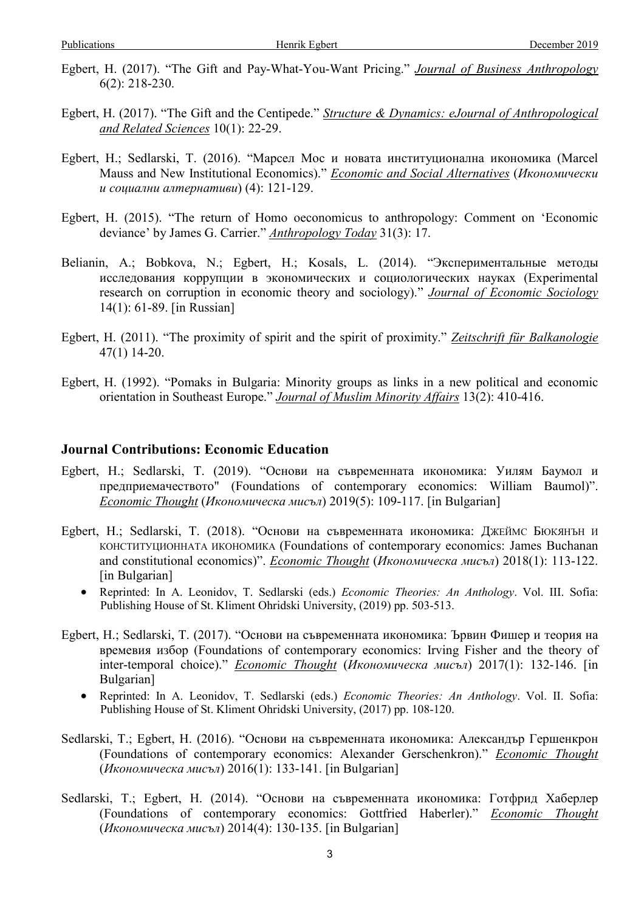Egbert, H. (2017). "The Gift and Pay-What-You-Want Pricing." *Journal of Business Anthropology* 6(2): 218-230.

Egbert, H. (2017). "The Gift and the Centipede." *Structure & Dynamics: eJournal of Anthropological and Related Sciences* 10(1): 22-29.

Egbert, H.; Sedlarski, T. (2016). "Марсел Мос и новата институционална икономика (Marcel Mauss and New Institutional Economics)." *Economic and Social Alternatives* (*Икономически и социални алтернативи*) (4): 121-129.

Egbert, H. (2015). "The return of Homo oeconomicus to anthropology: Comment on 'Economic deviance' by James G. Carrier." *Anthropology Today* 31(3): 17.

Belianin, A.; Bobkova, N.; Egbert, H.; Kosals, L. (2014). "Экспериментальные методы исследования коррупции в экономических и социологических науках (Experimental research on corruption in economic theory and sociology)." *Journal of Economic Sociology* 14(1): 61-89. [in Russian]

Egbert, H. (2011). "The proximity of spirit and the spirit of proximity." *Zeitschrift für Balkanologie* 47(1) 14-20.

Egbert, H. (1992). "Pomaks in Bulgaria: Minority groups as links in a new political and economic orientation in Southeast Europe." *Journal of Muslim Minority Affairs* 13(2): 410-416.

## Journal Contributions: Economic Education

Egbert, H.; Sedlarski, T. (2019). "Основи на съвременната икономика: Уилям Баумол и предприемачеството" (Foundations of contemporary economics: William Baumol)". *Economic Thought* (*Икономическа мисъл*) 2019(5): 109-117. [in Bulgarian]

Egbert, H.; Sedlarski, T. (2018). "Основи на съвременната икономика: Джеймс Бюкянън и конституционната икономика (Foundations of contemporary economics: James Buchanan and constitutional economics)". *Economic Thought* (*Икономическа мисъл*) 2018(1): 113-122. [in Bulgarian]

- Reprinted: In A. Leonidov, T. Sedlarski (eds.) *Economic Theories: An Anthology*. Vol. III. Sofia: Publishing House of St. Kliment Ohridski University, (2019) pp. 503-513.

Egbert, H.; Sedlarski, T. (2017). "Основи на съвременната икономика: Ървин Фишер и теория на времевия избор (Foundations of contemporary economics: Irving Fisher and the theory of inter-temporal choice)." *Economic Thought* (*Икономическа мисъл*) 2017(1): 132-146. [in Bulgarian]

- Reprinted: In A. Leonidov, T. Sedlarski (eds.) *Economic Theories: An Anthology*. Vol. II. Sofia: Publishing House of St. Kliment Ohridski University, (2017) pp. 108-120.

Sedlarski, T.; Egbert, H. (2016). "Основи на съвременната икономика: Александър Гершенкрон (Foundations of contemporary economics: Alexander Gerschenkron)." *Economic Thought* (*Икономическа мисъл*) 2016(1): 133-141. [in Bulgarian]

Sedlarski, T.; Egbert, H. (2014). "Основи на съвременната икономика: Готфрид Хаберлер (Foundations of contemporary economics: Gottfried Haberler)." *Economic Thought* (*Икономическа мисъл*) 2014(4): 130-135. [in Bulgarian]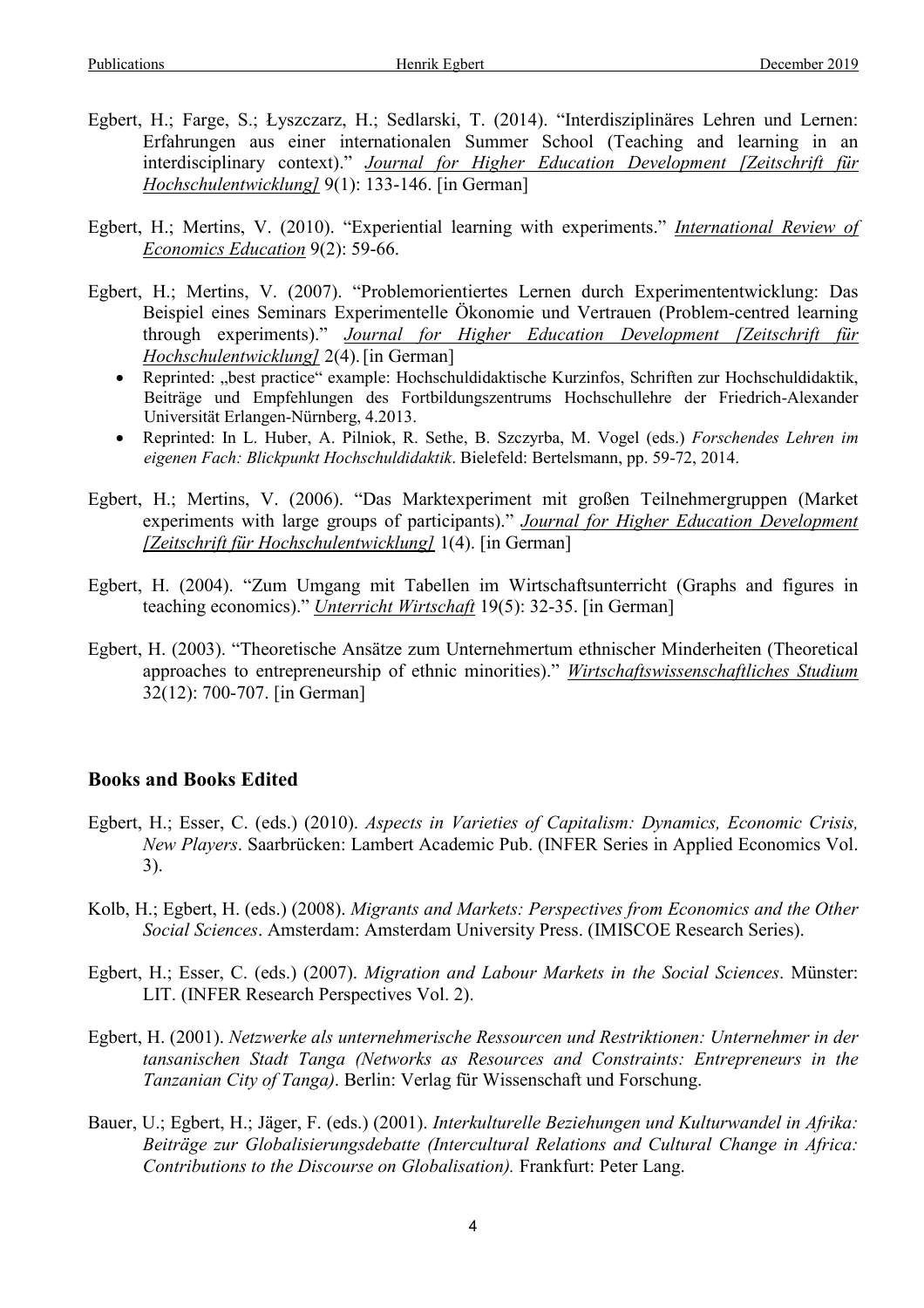Egbert, H.; Farge, S.; Łyszczarz, H.; Sedlarski, T. (2014). "Interdisziplinäres Lehren und Lernen: Erfahrungen aus einer internationalen Summer School (Teaching and learning in an interdisciplinary context)." *Journal for Higher Education Development [Zeitschrift für Hochschulentwicklung]* 9(1): 133-146. [in German]

Egbert, H.; Mertins, V. (2010). "Experiential learning with experiments." *International Review of Economics Education* 9(2): 59-66.

Egbert, H.; Mertins, V. (2007). "Problemorientiertes Lernen durch Experimententwicklung: Das Beispiel eines Seminars Experimentelle Ökonomie und Vertrauen (Problem-centred learning through experiments)." *Journal for Higher Education Development [Zeitschrift für Hochschulentwicklung]* 2(4). [in German]

- Reprinted: „best practice" example: Hochschuldidaktische Kurzinfos, Schriften zur Hochschuldidaktik, Beiträge und Empfehlungen des Fortbildungszentrums Hochschullehre der Friedrich-Alexander Universität Erlangen-Nürnberg, 4.2013.
- Reprinted: In L. Huber, A. Pilniok, R. Sethe, B. Szczyrba, M. Vogel (eds.) *Forschendes Lehren im eigenen Fach: Blickpunkt Hochschuldidaktik*. Bielefeld: Bertelsmann, pp. 59-72, 2014.

Egbert, H.; Mertins, V. (2006). "Das Marktexperiment mit großen Teilnehmergruppen (Market experiments with large groups of participants)." *Journal for Higher Education Development [Zeitschrift für Hochschulentwicklung]* 1(4). [in German]

Egbert, H. (2004). "Zum Umgang mit Tabellen im Wirtschaftsunterricht (Graphs and figures in teaching economics)." *Unterricht Wirtschaft* 19(5): 32-35. [in German]

Egbert, H. (2003). "Theoretische Ansätze zum Unternehmertum ethnischer Minderheiten (Theoretical approaches to entrepreneurship of ethnic minorities)." *Wirtschaftswissenschaftliches Studium* 32(12): 700-707. [in German]

## Books and Books Edited

Egbert, H.; Esser, C. (eds.) (2010). *Aspects in Varieties of Capitalism: Dynamics, Economic Crisis, New Players*. Saarbrücken: Lambert Academic Pub. (INFER Series in Applied Economics Vol. 3).

Kolb, H.; Egbert, H. (eds.) (2008). *Migrants and Markets: Perspectives from Economics and the Other Social Sciences*. Amsterdam: Amsterdam University Press. (IMISCOE Research Series).

Egbert, H.; Esser, C. (eds.) (2007). *Migration and Labour Markets in the Social Sciences*. Münster: LIT. (INFER Research Perspectives Vol. 2).

Egbert, H. (2001). *Netzwerke als unternehmerische Ressourcen und Restriktionen: Unternehmer in der tansanischen Stadt Tanga (Networks as Resources and Constraints: Entrepreneurs in the Tanzanian City of Tanga)*. Berlin: Verlag für Wissenschaft und Forschung.

Bauer, U.; Egbert, H.; Jäger, F. (eds.) (2001). *Interkulturelle Beziehungen und Kulturwandel in Afrika: Beiträge zur Globalisierungsdebatte (Intercultural Relations and Cultural Change in Africa: Contributions to the Discourse on Globalisation).* Frankfurt: Peter Lang.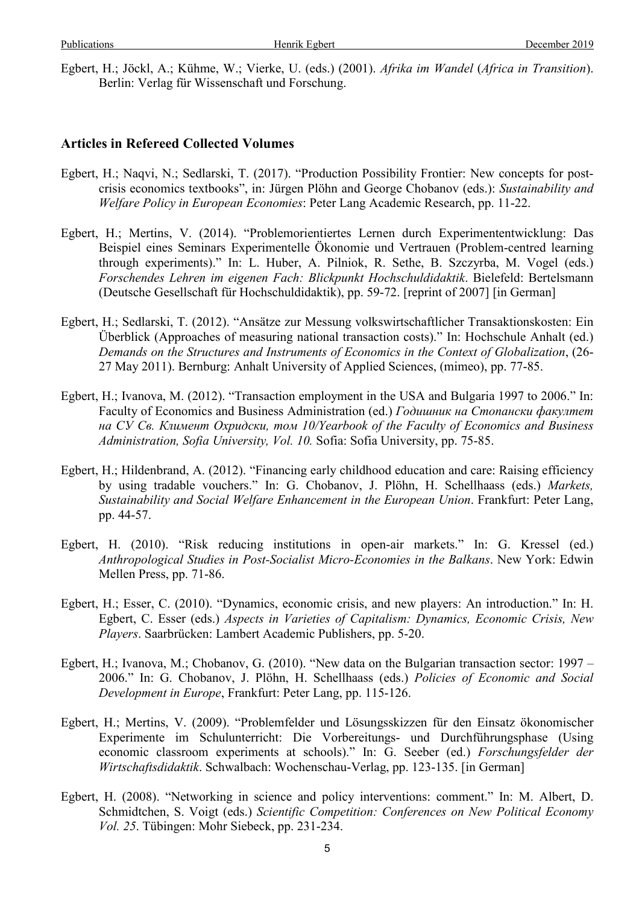Egbert, H.; Jöckl, A.; Kühme, W.; Vierke, U. (eds.) (2001). *Afrika im Wandel* (*Africa in Transition*). Berlin: Verlag für Wissenschaft und Forschung.

## Articles in Refereed Collected Volumes

Egbert, H.; Naqvi, N.; Sedlarski, T. (2017). "Production Possibility Frontier: New concepts for post-crisis economics textbooks", in: Jürgen Plöhn and George Chobanov (eds.): *Sustainability and Welfare Policy in European Economies*: Peter Lang Academic Research, pp. 11-22.

Egbert, H.; Mertins, V. (2014). "Problemorientiertes Lernen durch Experimententwicklung: Das Beispiel eines Seminars Experimentelle Ökonomie und Vertrauen (Problem-centred learning through experiments)." In: L. Huber, A. Pilniok, R. Sethe, B. Szczyrba, M. Vogel (eds.) *Forschendes Lehren im eigenen Fach: Blickpunkt Hochschuldidaktik*. Bielefeld: Bertelsmann (Deutsche Gesellschaft für Hochschuldidaktik), pp. 59-72. [reprint of 2007] [in German]

Egbert, H.; Sedlarski, T. (2012). "Ansätze zur Messung volkswirtschaftlicher Transaktionskosten: Ein Überblick (Approaches of measuring national transaction costs)." In: Hochschule Anhalt (ed.) *Demands on the Structures and Instruments of Economics in the Context of Globalization*, (26-27 May 2011). Bernburg: Anhalt University of Applied Sciences, (mimeo), pp. 77-85.

Egbert, H.; Ivanova, M. (2012). "Transaction employment in the USA and Bulgaria 1997 to 2006." In: Faculty of Economics and Business Administration (ed.) *Годишник на Стопански факултет на СУ Св. Климент Охридски, том 10/Yearbook of the Faculty of Economics and Business Administration, Sofia University, Vol. 10.* Sofia: Sofia University, pp. 75-85.

Egbert, H.; Hildenbrand, A. (2012). "Financing early childhood education and care: Raising efficiency by using tradable vouchers." In: G. Chobanov, J. Plöhn, H. Schellhaass (eds.) *Markets, Sustainability and Social Welfare Enhancement in the European Union*. Frankfurt: Peter Lang, pp. 44-57.

Egbert, H. (2010). "Risk reducing institutions in open-air markets." In: G. Kressel (ed.) *Anthropological Studies in Post-Socialist Micro-Economies in the Balkans*. New York: Edwin Mellen Press, pp. 71-86.

Egbert, H.; Esser, C. (2010). "Dynamics, economic crisis, and new players: An introduction." In: H. Egbert, C. Esser (eds.) *Aspects in Varieties of Capitalism: Dynamics, Economic Crisis, New Players*. Saarbrücken: Lambert Academic Publishers, pp. 5-20.

Egbert, H.; Ivanova, M.; Chobanov, G. (2010). "New data on the Bulgarian transaction sector: 1997 – 2006." In: G. Chobanov, J. Plöhn, H. Schellhaass (eds.) *Policies of Economic and Social Development in Europe*, Frankfurt: Peter Lang, pp. 115-126.

Egbert, H.; Mertins, V. (2009). "Problemfelder und Lösungsskizzen für den Einsatz ökonomischer Experimente im Schulunterricht: Die Vorbereitungs- und Durchführungsphase (Using economic classroom experiments at schools)." In: G. Seeber (ed.) *Forschungsfelder der Wirtschaftsdidaktik*. Schwalbach: Wochenschau-Verlag, pp. 123-135. [in German]

Egbert, H. (2008). "Networking in science and policy interventions: comment." In: M. Albert, D. Schmidtchen, S. Voigt (eds.) *Scientific Competition: Conferences on New Political Economy Vol. 25*. Tübingen: Mohr Siebeck, pp. 231-234.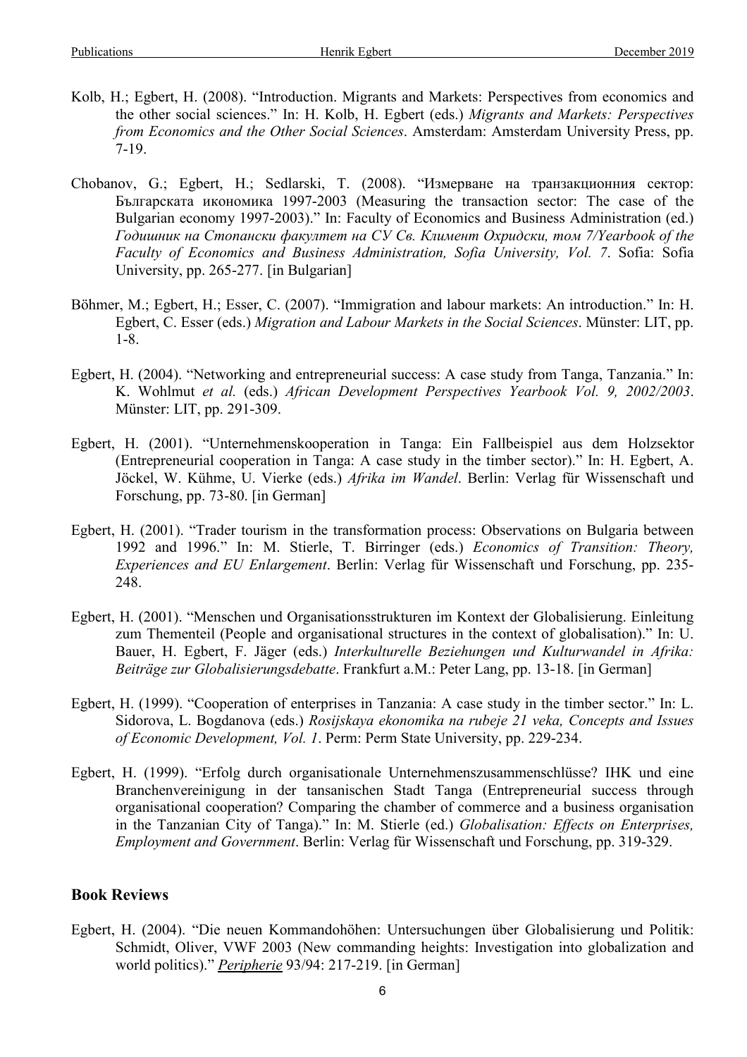Kolb, H.; Egbert, H. (2008). “Introduction. Migrants and Markets: Perspectives from economics and the other social sciences.” In: H. Kolb, H. Egbert (eds.) *Migrants and Markets: Perspectives from Economics and the Other Social Sciences*. Amsterdam: Amsterdam University Press, pp. 7-19.

Chobanov, G.; Egbert, H.; Sedlarski, T. (2008). “Измерване на транзакционния сектор: Българската икономика 1997-2003 (Measuring the transaction sector: The case of the Bulgarian economy 1997-2003).” In: Faculty of Economics and Business Administration (ed.) *Годишник на Стопански факултет на СУ Св. Климент Охридски, том 7/Yearbook of the Faculty of Economics and Business Administration, Sofia University, Vol. 7*. Sofia: Sofia University, pp. 265-277. [in Bulgarian]

Böhmer, M.; Egbert, H.; Esser, C. (2007). “Immigration and labour markets: An introduction.” In: H. Egbert, C. Esser (eds.) *Migration and Labour Markets in the Social Sciences*. Münster: LIT, pp. 1-8.

Egbert, H. (2004). “Networking and entrepreneurial success: A case study from Tanga, Tanzania.” In: K. Wohlmut *et al.* (eds.) *African Development Perspectives Yearbook Vol. 9, 2002/2003*. Münster: LIT, pp. 291-309.

Egbert, H. (2001). “Unternehmenskooperation in Tanga: Ein Fallbeispiel aus dem Holzsektor (Entrepreneurial cooperation in Tanga: A case study in the timber sector).” In: H. Egbert, A. Jöckel, W. Kühme, U. Vierke (eds.) *Afrika im Wandel*. Berlin: Verlag für Wissenschaft und Forschung, pp. 73-80. [in German]

Egbert, H. (2001). “Trader tourism in the transformation process: Observations on Bulgaria between 1992 and 1996.” In: M. Stierle, T. Birringer (eds.) *Economics of Transition: Theory, Experiences and EU Enlargement*. Berlin: Verlag für Wissenschaft und Forschung, pp. 235-248.

Egbert, H. (2001). “Menschen und Organisationsstrukturen im Kontext der Globalisierung. Einleitung zum Thementeil (People and organisational structures in the context of globalisation).” In: U. Bauer, H. Egbert, F. Jäger (eds.) *Interkulturelle Beziehungen und Kulturwandel in Afrika: Beiträge zur Globalisierungsdebatte*. Frankfurt a.M.: Peter Lang, pp. 13-18. [in German]

Egbert, H. (1999). “Cooperation of enterprises in Tanzania: A case study in the timber sector.” In: L. Sidorova, L. Bogdanova (eds.) *Rosijskaya ekonomika na rubeje 21 veka, Concepts and Issues of Economic Development, Vol. 1*. Perm: Perm State University, pp. 229-234.

Egbert, H. (1999). “Erfolg durch organisationale Unternehmenszusammenschlüsse? IHK und eine Branchenvereinigung in der tansanischen Stadt Tanga (Entrepreneurial success through organisational cooperation? Comparing the chamber of commerce and a business organisation in the Tanzanian City of Tanga).” In: M. Stierle (ed.) *Globalisation: Effects on Enterprises, Employment and Government*. Berlin: Verlag für Wissenschaft und Forschung, pp. 319-329.

## Book Reviews

Egbert, H. (2004). “Die neuen Kommandohöhen: Untersuchungen über Globalisierung und Politik: Schmidt, Oliver, VWF 2003 (New commanding heights: Investigation into globalization and world politics).” *Peripherie* 93/94: 217-219. [in German]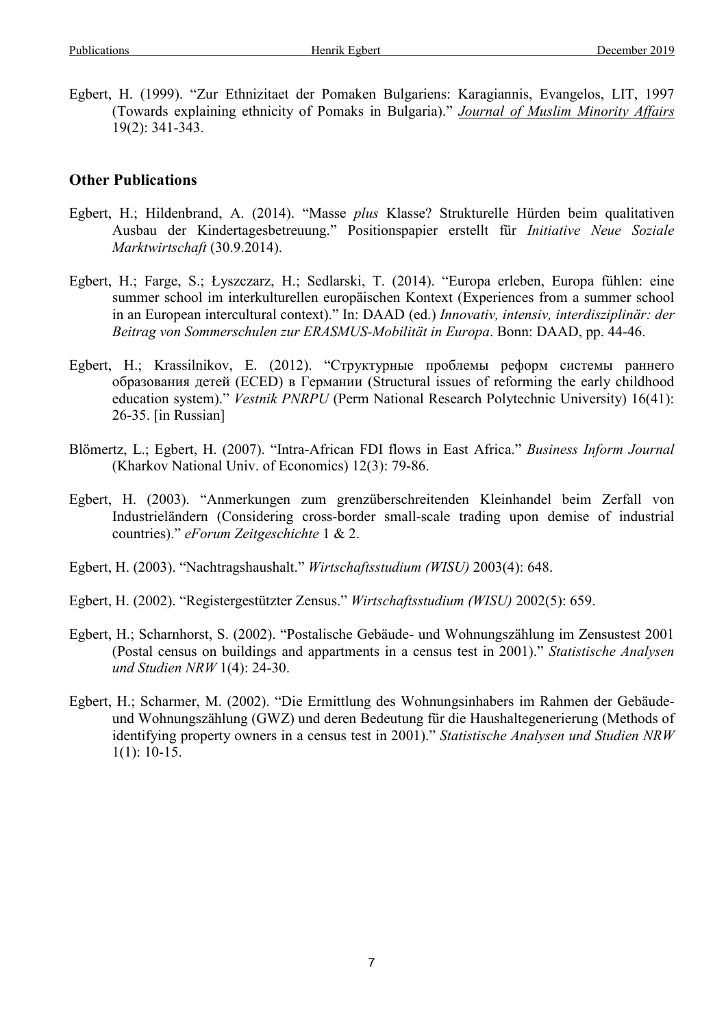Egbert, H. (1999). “Zur Ethnizitaet der Pomaken Bulgariens: Karagiannis, Evangelos, LIT, 1997 (Towards explaining ethnicity of Pomaks in Bulgaria).” *Journal of Muslim Minority Affairs* 19(2): 341-343.

## Other Publications

Egbert, H.; Hildenbrand, A. (2014). “Masse *plus* Klasse? Strukturelle Hürden beim qualitativen Ausbau der Kindertagesbetreuung.” Positionspapier erstellt für *Initiative Neue Soziale Marktwirtschaft* (30.9.2014).

Egbert, H.; Farge, S.; Łyszczarz, H.; Sedlarski, T. (2014). “Europa erleben, Europa fühlen: eine summer school im interkulturellen europäischen Kontext (Experiences from a summer school in an European intercultural context).” In: DAAD (ed.) *Innovativ, intensiv, interdisziplinär: der Beitrag von Sommerschulen zur ERASMUS-Mobilität in Europa*. Bonn: DAAD, pp. 44-46.

Egbert, H.; Krassilnikov, E. (2012). “Структурные проблемы реформ системы раннего образования детей (ECED) в Германии (Structural issues of reforming the early childhood education system).” *Vestnik PNRPU* (Perm National Research Polytechnic University) 16(41): 26-35. [in Russian]

Blömertz, L.; Egbert, H. (2007). “Intra-African FDI flows in East Africa.” *Business Inform Journal* (Kharkov National Univ. of Economics) 12(3): 79-86.

Egbert, H. (2003). “Anmerkungen zum grenzüberschreitenden Kleinhandel beim Zerfall von Industrieländern (Considering cross-border small-scale trading upon demise of industrial countries).” *eForum Zeitgeschichte* 1 & 2.

Egbert, H. (2003). “Nachtragshaushalt.” *Wirtschaftsstudium (WISU)* 2003(4): 648.

Egbert, H. (2002). “Registergestützter Zensus.” *Wirtschaftsstudium (WISU)* 2002(5): 659.

Egbert, H.; Scharnhorst, S. (2002). “Postalische Gebäude- und Wohnungszählung im Zensustest 2001 (Postal census on buildings and appartments in a census test in 2001).” *Statistische Analysen und Studien NRW* 1(4): 24-30.

Egbert, H.; Scharmer, M. (2002). “Die Ermittlung des Wohnungsinhabers im Rahmen der Gebäude- und Wohnungszählung (GWZ) und deren Bedeutung für die Haushaltegenerierung (Methods of identifying property owners in a census test in 2001).” *Statistische Analysen und Studien NRW* 1(1): 10-15.